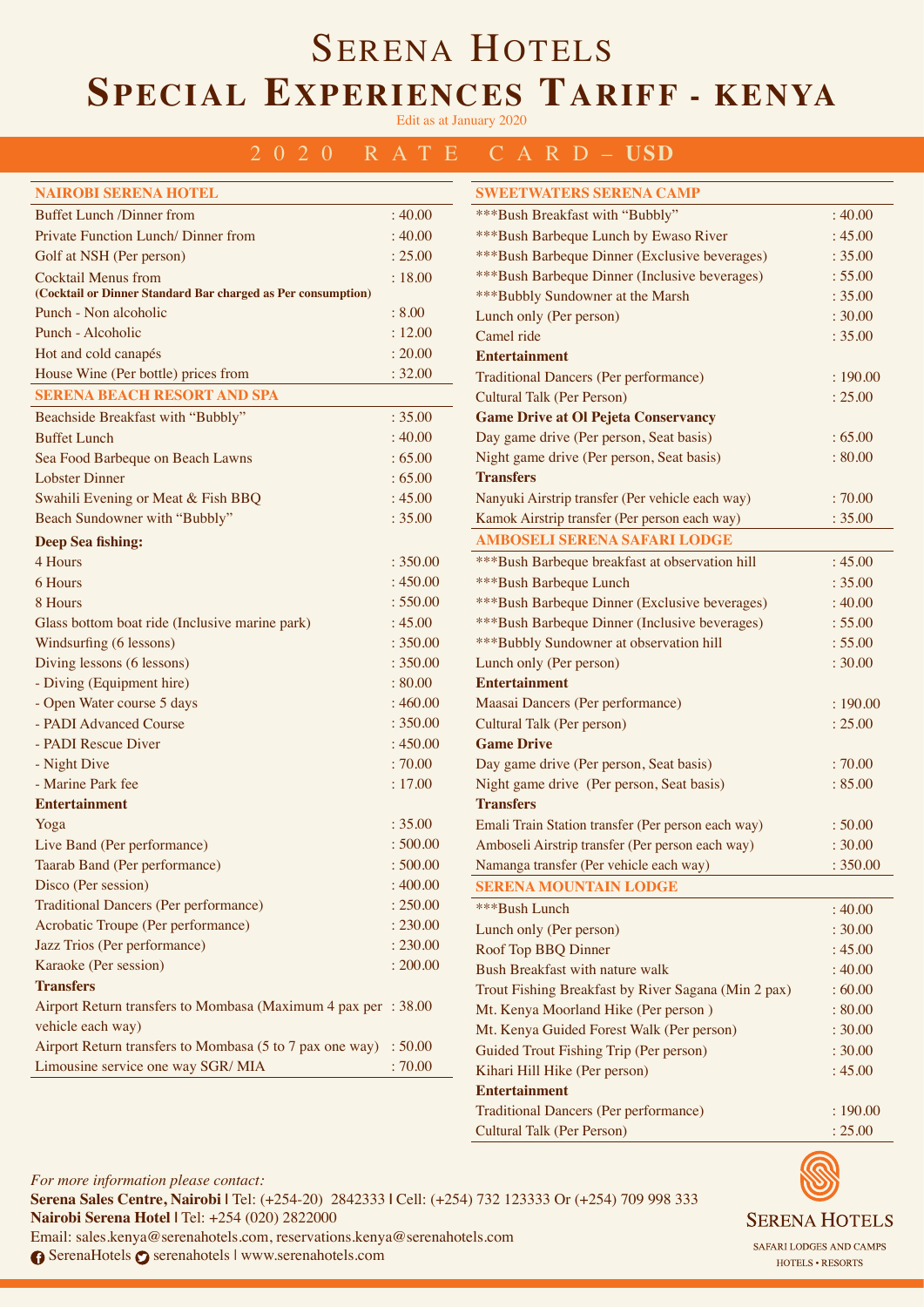# Serena Hotels

# Special Experiences Tariff - Kenya

Edit as at January 2020

## 2020 RATE CARD – USD

| NAIROBI SERENA HOTEL | |
|---|---|
| Buffet Lunch /Dinner from | : 40.00 |
| Private Function Lunch/ Dinner from | : 40.00 |
| Golf at NSH (Per person) | : 25.00 |
| Cocktail Menus from **(Cocktail or Dinner Standard Bar charged as Per consumption)** | : 18.00 |
| Punch - Non alcoholic | : 8.00 |
| Punch - Alcoholic | : 12.00 |
| Hot and cold canapés | : 20.00 |
| House Wine (Per bottle) prices from | : 32.00 |

| SERENA BEACH RESORT AND SPA | |
|---|---|
| Beachside Breakfast with "Bubbly" | : 35.00 |
| Buffet Lunch | : 40.00 |
| Sea Food Barbeque on Beach Lawns | : 65.00 |
| Lobster Dinner | : 65.00 |
| Swahili Evening or Meat & Fish BBQ | : 45.00 |
| Beach Sundowner with "Bubbly" | : 35.00 |
| **Deep Sea fishing:** | |
| 4 Hours | : 350.00 |
| 6 Hours | : 450.00 |
| 8 Hours | : 550.00 |
| Glass bottom boat ride (Inclusive marine park) | : 45.00 |
| Windsurfing (6 lessons) | : 350.00 |
| Diving lessons (6 lessons) | : 350.00 |
| - Diving (Equipment hire) | : 80.00 |
| - Open Water course 5 days | : 460.00 |
| - PADI Advanced Course | : 350.00 |
| - PADI Rescue Diver | : 450.00 |
| - Night Dive | : 70.00 |
| - Marine Park fee | : 17.00 |
| **Entertainment** | |
| Yoga | : 35.00 |
| Live Band (Per performance) | : 500.00 |
| Taarab Band (Per performance) | : 500.00 |
| Disco (Per session) | : 400.00 |
| Traditional Dancers (Per performance) | : 250.00 |
| Acrobatic Troupe (Per performance) | : 230.00 |
| Jazz Trios (Per performance) | : 230.00 |
| Karaoke (Per session) | : 200.00 |
| **Transfers** | |
| Airport Return transfers to Mombasa (Maximum 4 pax per vehicle each way) | : 38.00 |
| Airport Return transfers to Mombasa (5 to 7 pax one way) | : 50.00 |
| Limousine service one way SGR/ MIA | : 70.00 |

| SWEETWATERS SERENA CAMP | |
|---|---|
| ***Bush Breakfast with "Bubbly" | : 40.00 |
| ***Bush Barbeque Lunch by Ewaso River | : 45.00 |
| ***Bush Barbeque Dinner (Exclusive beverages) | : 35.00 |
| ***Bush Barbeque Dinner (Inclusive beverages) | : 55.00 |
| ***Bubbly Sundowner at the Marsh | : 35.00 |
| Lunch only (Per person) | : 30.00 |
| Camel ride | : 35.00 |
| **Entertainment** | |
| Traditional Dancers (Per performance) | : 190.00 |
| Cultural Talk (Per Person) | : 25.00 |
| **Game Drive at Ol Pejeta Conservancy** | |
| Day game drive (Per person, Seat basis) | : 65.00 |
| Night game drive (Per person, Seat basis) | : 80.00 |
| **Transfers** | |
| Nanyuki Airstrip transfer (Per vehicle each way) | : 70.00 |
| Kamok Airstrip transfer (Per person each way) | : 35.00 |

| AMBOSELI SERENA SAFARI LODGE | |
|---|---|
| ***Bush Barbeque breakfast at observation hill | : 45.00 |
| ***Bush Barbeque Lunch | : 35.00 |
| ***Bush Barbeque Dinner (Exclusive beverages) | : 40.00 |
| ***Bush Barbeque Dinner (Inclusive beverages) | : 55.00 |
| ***Bubbly Sundowner at observation hill | : 55.00 |
| Lunch only (Per person) | : 30.00 |
| **Entertainment** | |
| Maasai Dancers (Per performance) | : 190.00 |
| Cultural Talk (Per person) | : 25.00 |
| **Game Drive** | |
| Day game drive (Per person, Seat basis) | : 70.00 |
| Night game drive (Per person, Seat basis) | : 85.00 |
| **Transfers** | |
| Emali Train Station transfer (Per person each way) | : 50.00 |
| Amboseli Airstrip transfer (Per person each way) | : 30.00 |
| Namanga transfer (Per vehicle each way) | : 350.00 |

| SERENA MOUNTAIN LODGE | |
|---|---|
| ***Bush Lunch | : 40.00 |
| Lunch only (Per person) | : 30.00 |
| Roof Top BBQ Dinner | : 45.00 |
| Bush Breakfast with nature walk | : 40.00 |
| Trout Fishing Breakfast by River Sagana (Min 2 pax) | : 60.00 |
| Mt. Kenya Moorland Hike (Per person ) | : 80.00 |
| Mt. Kenya Guided Forest Walk (Per person) | : 30.00 |
| Guided Trout Fishing Trip (Per person) | : 30.00 |
| Kihari Hill Hike (Per person) | : 45.00 |
| **Entertainment** | |
| Traditional Dancers (Per performance) | : 190.00 |
| Cultural Talk (Per Person) | : 25.00 |

*For more information please contact:*

**Serena Sales Centre, Nairobi |** Tel: (+254-20) 2842333 | Cell: (+254) 732 123333 Or (+254) 709 998 333
**Nairobi Serena Hotel |** Tel: +254 (020) 2822000
Email: sales.kenya@serenahotels.com, reservations.kenya@serenahotels.com
SerenaHotels serenahotels | www.serenahotels.com

SERENA HOTELS
SAFARI LODGES AND CAMPS
HOTELS • RESORTS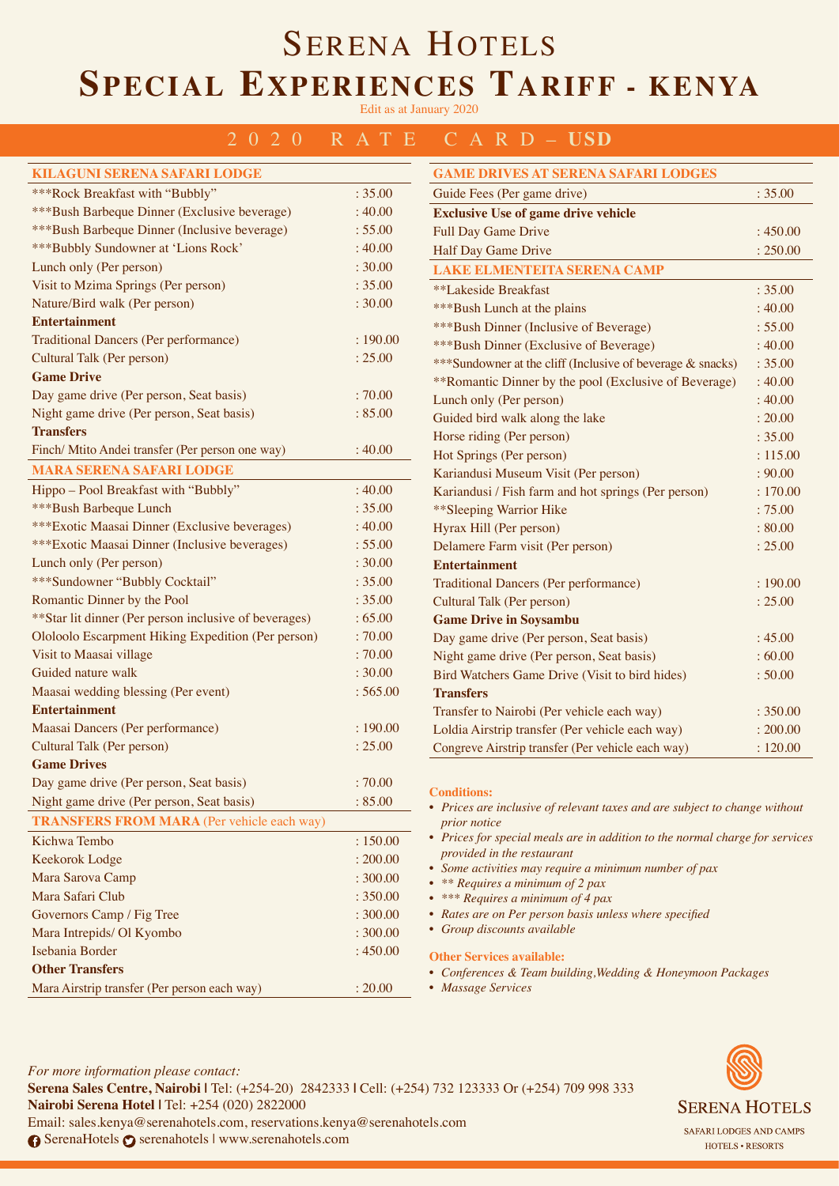# Serena Hotels
# Special Experiences Tariff - Kenya

Edit as at January 2020

## 2020 Rate Card – USD

| KILAGUNI SERENA SAFARI LODGE | |
|---|---|
| ***Rock Breakfast with "Bubbly" | : 35.00 |
| ***Bush Barbeque Dinner (Exclusive beverage) | : 40.00 |
| ***Bush Barbeque Dinner (Inclusive beverage) | : 55.00 |
| ***Bubbly Sundowner at 'Lions Rock' | : 40.00 |
| Lunch only (Per person) | : 30.00 |
| Visit to Mzima Springs (Per person) | : 35.00 |
| Nature/Bird walk (Per person) | : 30.00 |
| **Entertainment** | |
| Traditional Dancers (Per performance) | : 190.00 |
| Cultural Talk (Per person) | : 25.00 |
| **Game Drive** | |
| Day game drive (Per person, Seat basis) | : 70.00 |
| Night game drive (Per person, Seat basis) | : 85.00 |
| **Transfers** | |
| Finch/ Mtito Andei transfer (Per person one way) | : 40.00 |

| MARA SERENA SAFARI LODGE | |
|---|---|
| Hippo – Pool Breakfast with "Bubbly" | : 40.00 |
| ***Bush Barbeque Lunch | : 35.00 |
| ***Exotic Maasai Dinner (Exclusive beverages) | : 40.00 |
| ***Exotic Maasai Dinner (Inclusive beverages) | : 55.00 |
| Lunch only (Per person) | : 30.00 |
| ***Sundowner "Bubbly Cocktail" | : 35.00 |
| Romantic Dinner by the Pool | : 35.00 |
| **Star lit dinner (Per person inclusive of beverages) | : 65.00 |
| Ololoolo Escarpment Hiking Expedition (Per person) | : 70.00 |
| Visit to Maasai village | : 70.00 |
| Guided nature walk | : 30.00 |
| Maasai wedding blessing (Per event) | : 565.00 |
| **Entertainment** | |
| Maasai Dancers (Per performance) | : 190.00 |
| Cultural Talk (Per person) | : 25.00 |
| **Game Drives** | |
| Day game drive (Per person, Seat basis) | : 70.00 |
| Night game drive (Per person, Seat basis) | : 85.00 |

| TRANSFERS FROM MARA (Per vehicle each way) | |
|---|---|
| Kichwa Tembo | : 150.00 |
| Keekorok Lodge | : 200.00 |
| Mara Sarova Camp | : 300.00 |
| Mara Safari Club | : 350.00 |
| Governors Camp / Fig Tree | : 300.00 |
| Mara Intrepids/ Ol Kyombo | : 300.00 |
| Isebania Border | : 450.00 |
| **Other Transfers** | |
| Mara Airstrip transfer (Per person each way) | : 20.00 |

| GAME DRIVES AT SERENA SAFARI LODGES | |
|---|---|
| Guide Fees (Per game drive) | : 35.00 |
| **Exclusive Use of game drive vehicle** | |
| Full Day Game Drive | : 450.00 |
| Half Day Game Drive | : 250.00 |

| LAKE ELMENTEITA SERENA CAMP | |
|---|---|
| **Lakeside Breakfast | : 35.00 |
| ***Bush Lunch at the plains | : 40.00 |
| ***Bush Dinner (Inclusive of Beverage) | : 55.00 |
| ***Bush Dinner (Exclusive of Beverage) | : 40.00 |
| ***Sundowner at the cliff (Inclusive of beverage & snacks) | : 35.00 |
| **Romantic Dinner by the pool (Exclusive of Beverage) | : 40.00 |
| Lunch only (Per person) | : 40.00 |
| Guided bird walk along the lake | : 20.00 |
| Horse riding (Per person) | : 35.00 |
| Hot Springs (Per person) | : 115.00 |
| Kariandusi Museum Visit (Per person) | : 90.00 |
| Kariandusi / Fish farm and hot springs (Per person) | : 170.00 |
| **Sleeping Warrior Hike | : 75.00 |
| Hyrax Hill (Per person) | : 80.00 |
| Delamere Farm visit (Per person) | : 25.00 |
| **Entertainment** | |
| Traditional Dancers (Per performance) | : 190.00 |
| Cultural Talk (Per person) | : 25.00 |
| **Game Drive in Soysambu** | |
| Day game drive (Per person, Seat basis) | : 45.00 |
| Night game drive (Per person, Seat basis) | : 60.00 |
| Bird Watchers Game Drive (Visit to bird hides) | : 50.00 |
| **Transfers** | |
| Transfer to Nairobi (Per vehicle each way) | : 350.00 |
| Loldia Airstrip transfer (Per vehicle each way) | : 200.00 |
| Congreve Airstrip transfer (Per vehicle each way) | : 120.00 |

**Conditions:**

- *Prices are inclusive of relevant taxes and are subject to change without prior notice*
- *Prices for special meals are in addition to the normal charge for services provided in the restaurant*
- *Some activities may require a minimum number of pax*
- *** Requires a minimum of 2 pax*
- **** Requires a minimum of 4 pax*
- *Rates are on Per person basis unless where specified*
- *Group discounts available*

**Other Services available:**

- *Conferences & Team building,Wedding & Honeymoon Packages*
- *Massage Services*

*For more information please contact:*

**Serena Sales Centre, Nairobi |** Tel: (+254-20) 2842333 | Cell: (+254) 732 123333 Or (+254) 709 998 333

**Nairobi Serena Hotel |** Tel: +254 (020) 2822000

Email: sales.kenya@serenahotels.com, reservations.kenya@serenahotels.com

SerenaHotels serenahotels | www.serenahotels.com

SERENA HOTELS

SAFARI LODGES AND CAMPS
HOTELS • RESORTS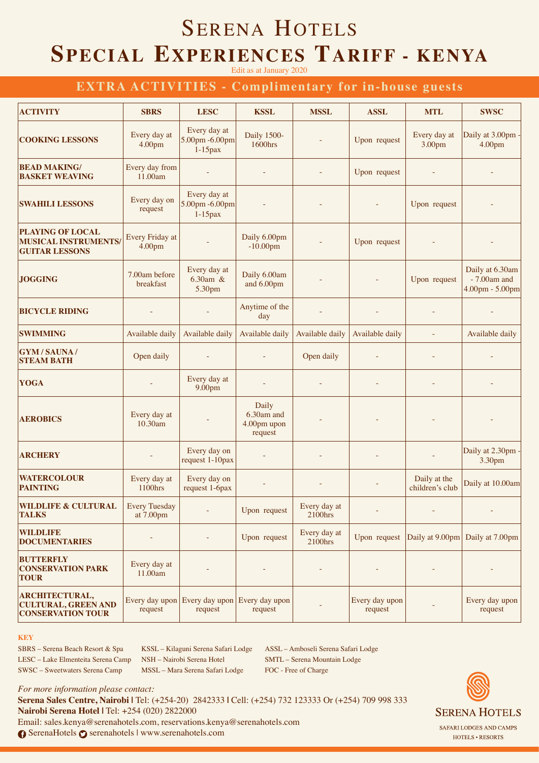# Serena Hotels

# Special Experiences Tariff - kenya

Edit as at January 2020

## EXTRA ACTIVITIES - Complimentary for in-house guests

| ACTIVITY | SBRS | LESC | KSSL | MSSL | ASSL | MTL | SWSC |
|---|---|---|---|---|---|---|---|
| **COOKING LESSONS** | Every day at 4.00pm | Every day at 5.00pm -6.00pm 1-15pax | Daily 1500-1600hrs | - | Upon request | Every day at 3.00pm | Daily at 3.00pm - 4.00pm |
| **BEAD MAKING/ BASKET WEAVING** | Every day from 11.00am | - | - | - | Upon request | - | - |
| **SWAHILI LESSONS** | Every day on request | Every day at 5.00pm -6.00pm 1-15pax | - | - | - | Upon request | - |
| **PLAYING OF LOCAL MUSICAL INSTRUMENTS/ GUITAR LESSONS** | Every Friday at 4.00pm | - | Daily 6.00pm -10.00pm | - | Upon request | - | - |
| **JOGGING** | 7.00am before breakfast | Every day at 6.30am & 5.30pm | Daily 6.00am and 6.00pm | - | - | Upon request | Daily at 6.30am - 7.00am and 4.00pm - 5.00pm |
| **BICYCLE RIDING** | - | - | Anytime of the day | - | - | - | - |
| **SWIMMING** | Available daily | Available daily | Available daily | Available daily | Available daily | - | Available daily |
| **GYM / SAUNA / STEAM BATH** | Open daily | - | - | Open daily | - | - | - |
| **YOGA** | - | Every day at 9.00pm | - | - | - | - | - |
| **AEROBICS** | Every day at 10.30am | - | Daily 6.30am and 4.00pm upon request | - | - | - | - |
| **ARCHERY** | - | Every day on request 1-10pax | - | - | - | - | Daily at 2.30pm - 3.30pm |
| **WATERCOLOUR PAINTING** | Every day at 1100hrs | Every day on request 1-6pax | - | - | - | Daily at the children's club | Daily at 10.00am |
| **WILDLIFE & CULTURAL TALKS** | Every Tuesday at 7.00pm | - | Upon request | Every day at 2100hrs | - | - | - |
| **WILDLIFE DOCUMENTARIES** | - | - | Upon request | Every day at 2100hrs | Upon request | Daily at 9.00pm | Daily at 7.00pm |
| **BUTTERFLY CONSERVATION PARK TOUR** | Every day at 11.00am | - | - | - | - | - | - |
| **ARCHITECTURAL, CULTURAL, GREEN AND CONSERVATION TOUR** | Every day upon request | Every day upon request | Every day upon request | - | Every day upon request | - | Every day upon request |

**KEY**

SBRS – Serena Beach Resort & Spa
LESC – Lake Elmenteita Serena Camp
SWSC – Sweetwaters Serena Camp
KSSL – Kilaguni Serena Safari Lodge
NSH – Nairobi Serena Hotel
MSSL – Mara Serena Safari Lodge
ASSL – Amboseli Serena Safari Lodge
SMTL – Serena Mountain Lodge
FOC - Free of Charge

*For more information please contact:*

**Serena Sales Centre, Nairobi |** Tel: (+254-20) 2842333 | Cell: (+254) 732 123333 Or (+254) 709 998 333
**Nairobi Serena Hotel |** Tel: +254 (020) 2822000
Email: sales.kenya@serenahotels.com, reservations.kenya@serenahotels.com
SerenaHotels serenahotels | www.serenahotels.com

SERENA HOTELS
SAFARI LODGES AND CAMPS
HOTELS • RESORTS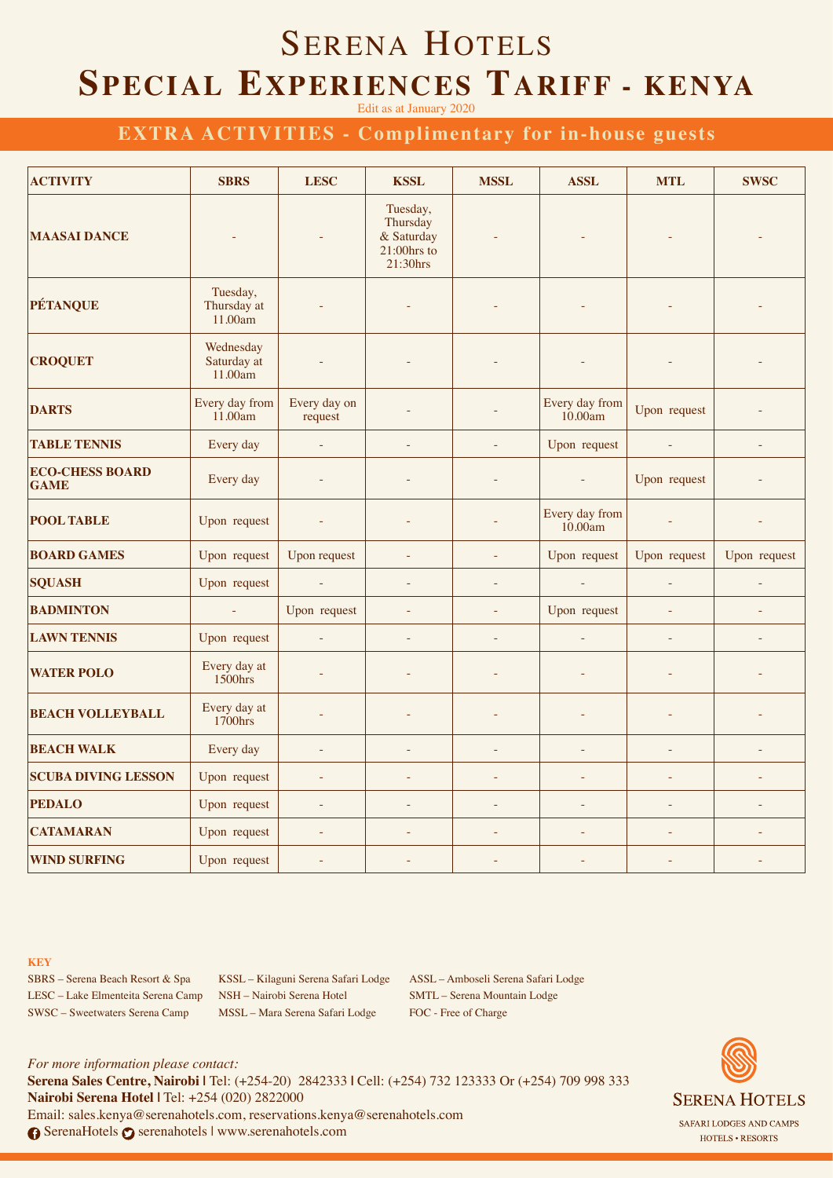# Serena Hotels
# Special Experiences Tariff - kenya

Edit as at January 2020

## EXTRA ACTIVITIES - Complimentary for in-house guests

| ACTIVITY | SBRS | LESC | KSSL | MSSL | ASSL | MTL | SWSC |
|---|---|---|---|---|---|---|---|
| **MAASAI DANCE** | - | - | Tuesday, Thursday & Saturday 21:00hrs to 21:30hrs | - | - | - | - |
| **PÉTANQUE** | Tuesday, Thursday at 11.00am | - | - | - | - | - | - |
| **CROQUET** | Wednesday Saturday at 11.00am | - | - | - | - | - | - |
| **DARTS** | Every day from 11.00am | Every day on request | - | - | Every day from 10.00am | Upon request | - |
| **TABLE TENNIS** | Every day | - | - | - | Upon request | - | - |
| **ECO-CHESS BOARD GAME** | Every day | - | - | - | - | Upon request | - |
| **POOL TABLE** | Upon request | - | - | - | Every day from 10.00am | - | - |
| **BOARD GAMES** | Upon request | Upon request | - | - | Upon request | Upon request | Upon request |
| **SQUASH** | Upon request | - | - | - | - | - | - |
| **BADMINTON** | - | Upon request | - | - | Upon request | - | - |
| **LAWN TENNIS** | Upon request | - | - | - | - | - | - |
| **WATER POLO** | Every day at 1500hrs | - | - | - | - | - | - |
| **BEACH VOLLEYBALL** | Every day at 1700hrs | - | - | - | - | - | - |
| **BEACH WALK** | Every day | - | - | - | - | - | - |
| **SCUBA DIVING LESSON** | Upon request | - | - | - | - | - | - |
| **PEDALO** | Upon request | - | - | - | - | - | - |
| **CATAMARAN** | Upon request | - | - | - | - | - | - |
| **WIND SURFING** | Upon request | - | - | - | - | - | - |

**KEY**

SBRS – Serena Beach Resort & Spa
LESC – Lake Elmenteita Serena Camp
SWSC – Sweetwaters Serena Camp
KSSL – Kilaguni Serena Safari Lodge
NSH – Nairobi Serena Hotel
MSSL – Mara Serena Safari Lodge
ASSL – Amboseli Serena Safari Lodge
SMTL – Serena Mountain Lodge
FOC - Free of Charge

*For more information please contact:*

**Serena Sales Centre, Nairobi |** Tel: (+254-20) 2842333 | Cell: (+254) 732 123333 Or (+254) 709 998 333
**Nairobi Serena Hotel |** Tel: +254 (020) 2822000
Email: sales.kenya@serenahotels.com, reservations.kenya@serenahotels.com
SerenaHotels serenahotels | www.serenahotels.com

SERENA HOTELS
SAFARI LODGES AND CAMPS
HOTELS • RESORTS